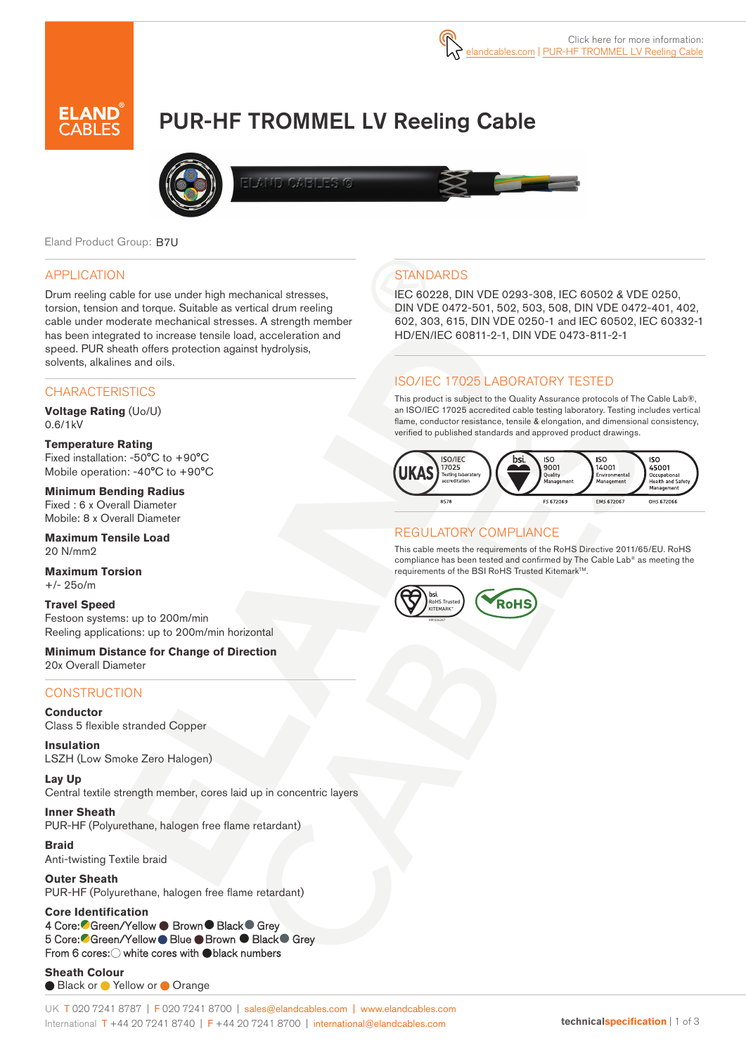Click here for more information: elandcables.com | PUR-HF TROMMEL LV Reeling Cable

# PUR-HF TROMMEL LV Reeling Cable

Eland Product Group: B7U

## APPLICATION

Drum reeling cable for use under high mechanical stresses, torsion, tension and torque. Suitable as vertical drum reeling cable under moderate mechanical stresses. A strength member has been integrated to increase tensile load, acceleration and speed. PUR sheath offers protection against hydrolysis, solvents, alkalines and oils.

## CHARACTERISTICS

**Voltage Rating** (Uo/U)
0.6/1kV

**Temperature Rating**
Fixed installation: -50°C to +90°C
Mobile operation: -40°C to +90°C

**Minimum Bending Radius**
Fixed : 6 x Overall Diameter
Mobile: 8 x Overall Diameter

**Maximum Tensile Load**
20 N/mm2

**Maximum Torsion**
+/- 25o/m

**Travel Speed**
Festoon systems: up to 200m/min
Reeling applications: up to 200m/min horizontal

**Minimum Distance for Change of Direction**
20x Overall Diameter

## CONSTRUCTION

**Conductor**
Class 5 flexible stranded Copper

**Insulation**
LSZH (Low Smoke Zero Halogen)

**Lay Up**
Central textile strength member, cores laid up in concentric layers

**Inner Sheath**
PUR-HF (Polyurethane, halogen free flame retardant)

**Braid**
Anti-twisting Textile braid

**Outer Sheath**
PUR-HF (Polyurethane, halogen free flame retardant)

**Core Identification**
4 Core: Green/Yellow, Brown, Black, Grey
5 Core: Green/Yellow, Blue, Brown, Black, Grey
From 6 cores: white cores with black numbers

**Sheath Colour**
Black or Yellow or Orange

## STANDARDS

IEC 60228, DIN VDE 0293-308, IEC 60502 & VDE 0250, DIN VDE 0472-501, 502, 503, 508, DIN VDE 0472-401, 402, 602, 303, 615, DIN VDE 0250-1 and IEC 60502, IEC 60332-1 HD/EN/IEC 60811-2-1, DIN VDE 0473-811-2-1

## ISO/IEC 17025 LABORATORY TESTED

This product is subject to the Quality Assurance protocols of The Cable Lab®, an ISO/IEC 17025 accredited cable testing laboratory. Testing includes vertical flame, conductor resistance, tensile & elongation, and dimensional consistency, verified to published standards and approved product drawings.

UKAS ISO/IEC 17025 Testing laboratory accreditation 8578 | bsi. ISO 9001 Quality Management FS 672069 | ISO 14001 Environmental Management EMS 672067 | ISO 45001 Occupational Health and Safety Management OHS 672066

## REGULATORY COMPLIANCE

This cable meets the requirements of the RoHS Directive 2011/65/EU. RoHS compliance has been tested and confirmed by The Cable Lab® as meeting the requirements of the BSI RoHS Trusted Kitemark™.

bsi. RoHS Trusted KITEMARK™ | RoHS

UK T 020 7241 8787 | F 020 7241 8700 | sales@elandcables.com | www.elandcables.com
International T +44 20 7241 8740 | F +44 20 7241 8700 | international@elandcables.com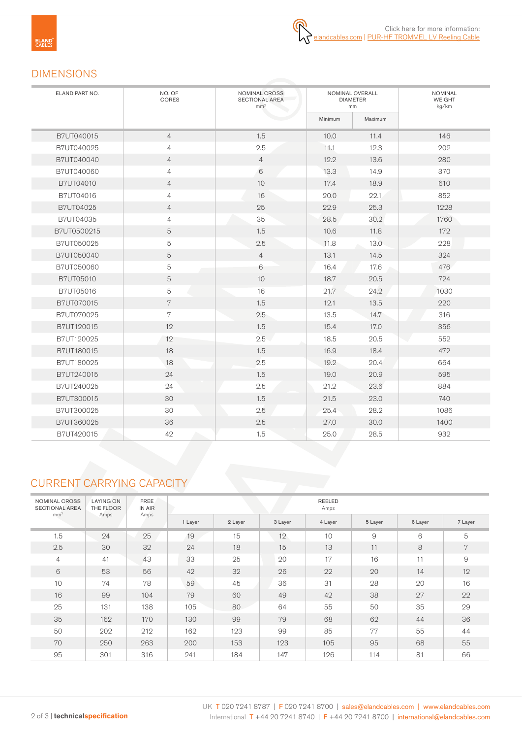Click here for more information: elandcables.com | PUR-HF TROMMEL LV Reeling Cable

## DIMENSIONS

| ELAND PART NO. | NO. OF CORES | NOMINAL CROSS SECTIONAL AREA mm² | NOMINAL OVERALL DIAMETER mm | | NOMINAL WEIGHT kg/km |
|---|---|---|---|---|---|
| | | | Minimum | Maximum | |
| B7UT040015 | 4 | 1.5 | 10.0 | 11.4 | 146 |
| B7UT040025 | 4 | 2.5 | 11.1 | 12.3 | 202 |
| B7UT040040 | 4 | 4 | 12.2 | 13.6 | 280 |
| B7UT040060 | 4 | 6 | 13.3 | 14.9 | 370 |
| B7UT04010 | 4 | 10 | 17.4 | 18.9 | 610 |
| B7UT04016 | 4 | 16 | 20.0 | 22.1 | 852 |
| B7UT04025 | 4 | 25 | 22.9 | 25.3 | 1228 |
| B7UT04035 | 4 | 35 | 28.5 | 30.2 | 1760 |
| B7UT0500215 | 5 | 1.5 | 10.6 | 11.8 | 172 |
| B7UT050025 | 5 | 2.5 | 11.8 | 13.0 | 228 |
| B7UT050040 | 5 | 4 | 13.1 | 14.5 | 324 |
| B7UT050060 | 5 | 6 | 16.4 | 17.6 | 476 |
| B7UT05010 | 5 | 10 | 18.7 | 20.5 | 724 |
| B7UT05016 | 5 | 16 | 21.7 | 24.2 | 1030 |
| B7UT070015 | 7 | 1.5 | 12.1 | 13.5 | 220 |
| B7UT070025 | 7 | 2.5 | 13.5 | 14.7 | 316 |
| B7UT120015 | 12 | 1.5 | 15.4 | 17.0 | 356 |
| B7UT120025 | 12 | 2.5 | 18.5 | 20.5 | 552 |
| B7UT180015 | 18 | 1.5 | 16.9 | 18.4 | 472 |
| B7UT180025 | 18 | 2.5 | 19.2 | 20.4 | 664 |
| B7UT240015 | 24 | 1.5 | 19.0 | 20.9 | 595 |
| B7UT240025 | 24 | 2.5 | 21.2 | 23.6 | 884 |
| B7UT300015 | 30 | 1.5 | 21.5 | 23.0 | 740 |
| B7UT300025 | 30 | 2.5 | 25.4 | 28.2 | 1086 |
| B7UT360025 | 36 | 2.5 | 27.0 | 30.0 | 1400 |
| B7UT420015 | 42 | 1.5 | 25.0 | 28.5 | 932 |

## CURRENT CARRYING CAPACITY

| NOMINAL CROSS SECTIONAL AREA mm² | LAYING ON THE FLOOR Amps | FREE IN AIR Amps | REELED Amps | | | | | | |
|---|---|---|---|---|---|---|---|---|---|
| | | | 1 Layer | 2 Layer | 3 Layer | 4 Layer | 5 Layer | 6 Layer | 7 Layer |
| 1.5 | 24 | 25 | 19 | 15 | 12 | 10 | 9 | 6 | 5 |
| 2.5 | 30 | 32 | 24 | 18 | 15 | 13 | 11 | 8 | 7 |
| 4 | 41 | 43 | 33 | 25 | 20 | 17 | 16 | 11 | 9 |
| 6 | 53 | 56 | 42 | 32 | 26 | 22 | 20 | 14 | 12 |
| 10 | 74 | 78 | 59 | 45 | 36 | 31 | 28 | 20 | 16 |
| 16 | 99 | 104 | 79 | 60 | 49 | 42 | 38 | 27 | 22 |
| 25 | 131 | 138 | 105 | 80 | 64 | 55 | 50 | 35 | 29 |
| 35 | 162 | 170 | 130 | 99 | 79 | 68 | 62 | 44 | 36 |
| 50 | 202 | 212 | 162 | 123 | 99 | 85 | 77 | 55 | 44 |
| 70 | 250 | 263 | 200 | 153 | 123 | 105 | 95 | 68 | 55 |
| 95 | 301 | 316 | 241 | 184 | 147 | 126 | 114 | 81 | 66 |

UK T 020 7241 8787 | F 020 7241 8700 | sales@elandcables.com | www.elandcables.com
International T +44 20 7241 8740 | F +44 20 7241 8700 | international@elandcables.com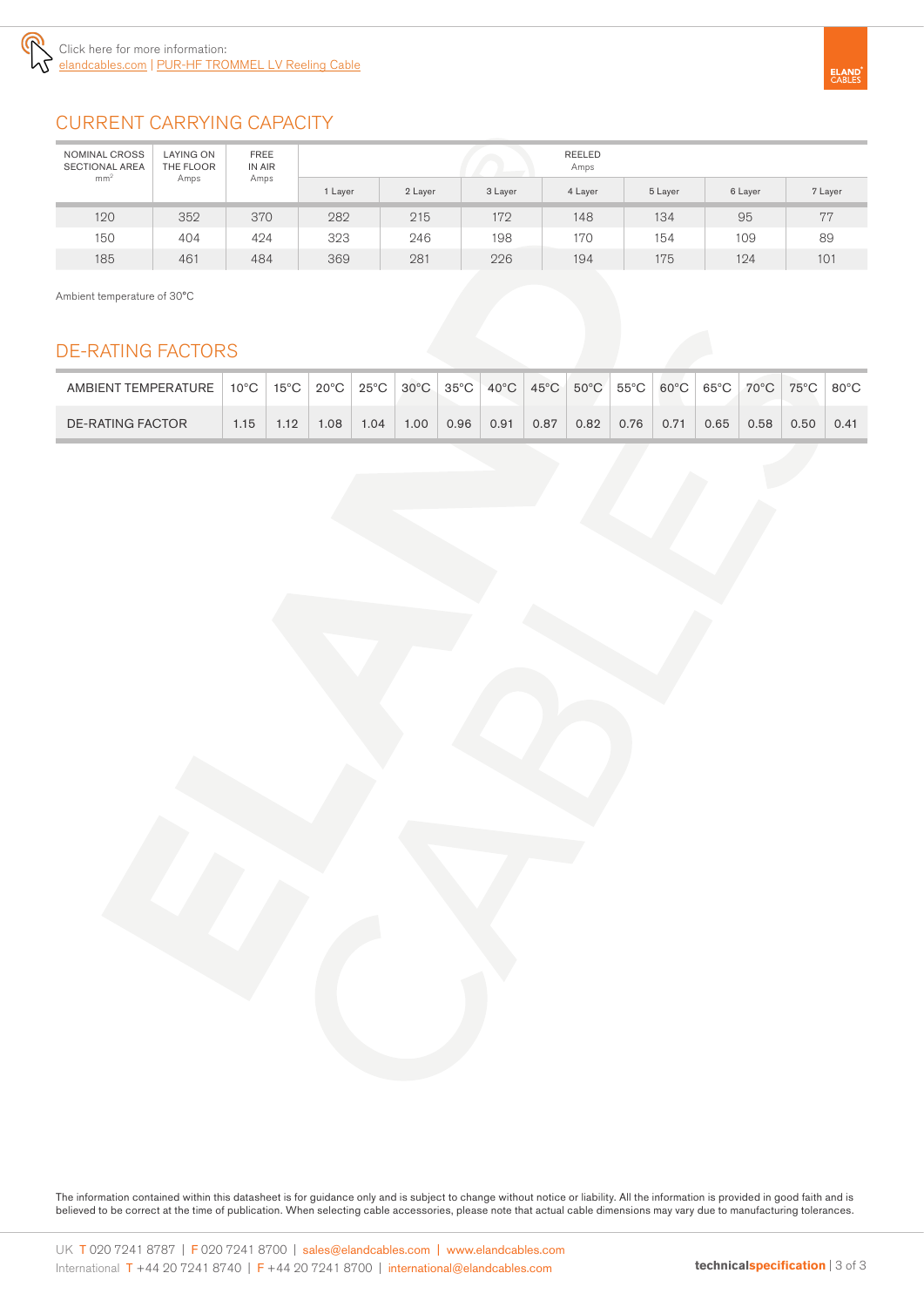Click here for more information:
elandcables.com | PUR-HF TROMMEL LV Reeling Cable

## CURRENT CARRYING CAPACITY

| NOMINAL CROSS SECTIONAL AREA mm² | LAYING ON THE FLOOR Amps | FREE IN AIR Amps | REELED Amps | | | | | | |
|---|---|---|---|---|---|---|---|---|---|
| | | | 1 Layer | 2 Layer | 3 Layer | 4 Layer | 5 Layer | 6 Layer | 7 Layer |
| 120 | 352 | 370 | 282 | 215 | 172 | 148 | 134 | 95 | 77 |
| 150 | 404 | 424 | 323 | 246 | 198 | 170 | 154 | 109 | 89 |
| 185 | 461 | 484 | 369 | 281 | 226 | 194 | 175 | 124 | 101 |

Ambient temperature of 30°C

## DE-RATING FACTORS

| AMBIENT TEMPERATURE | 10°C | 15°C | 20°C | 25°C | 30°C | 35°C | 40°C | 45°C | 50°C | 55°C | 60°C | 65°C | 70°C | 75°C | 80°C |
|---|---|---|---|---|---|---|---|---|---|---|---|---|---|---|---|
| DE-RATING FACTOR | 1.15 | 1.12 | 1.08 | 1.04 | 1.00 | 0.96 | 0.91 | 0.87 | 0.82 | 0.76 | 0.71 | 0.65 | 0.58 | 0.50 | 0.41 |

The information contained within this datasheet is for guidance only and is subject to change without notice or liability. All the information is provided in good faith and is believed to be correct at the time of publication. When selecting cable accessories, please note that actual cable dimensions may vary due to manufacturing tolerances.

UK T 020 7241 8787 | F 020 7241 8700 | sales@elandcables.com | www.elandcables.com
International T +44 20 7241 8740 | F +44 20 7241 8700 | international@elandcables.com